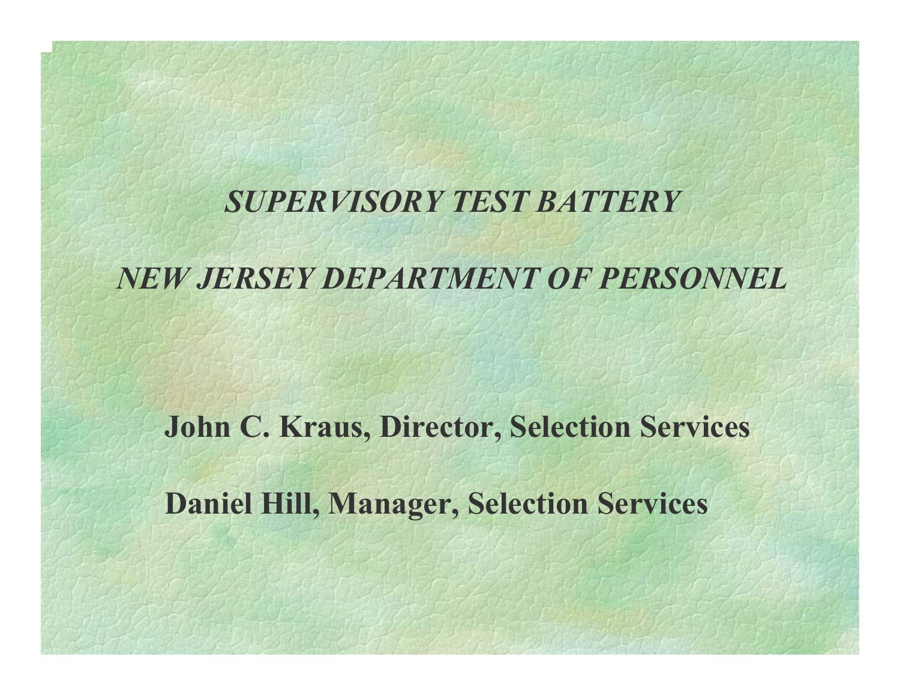# *SUPERVISORY TEST BATTERY*

## *NEW JERSEY DEPARTMENT OF PERSONNEL*

**John C. Kraus, Director, Selection Services**

**Daniel Hill, Manager, Selection Services**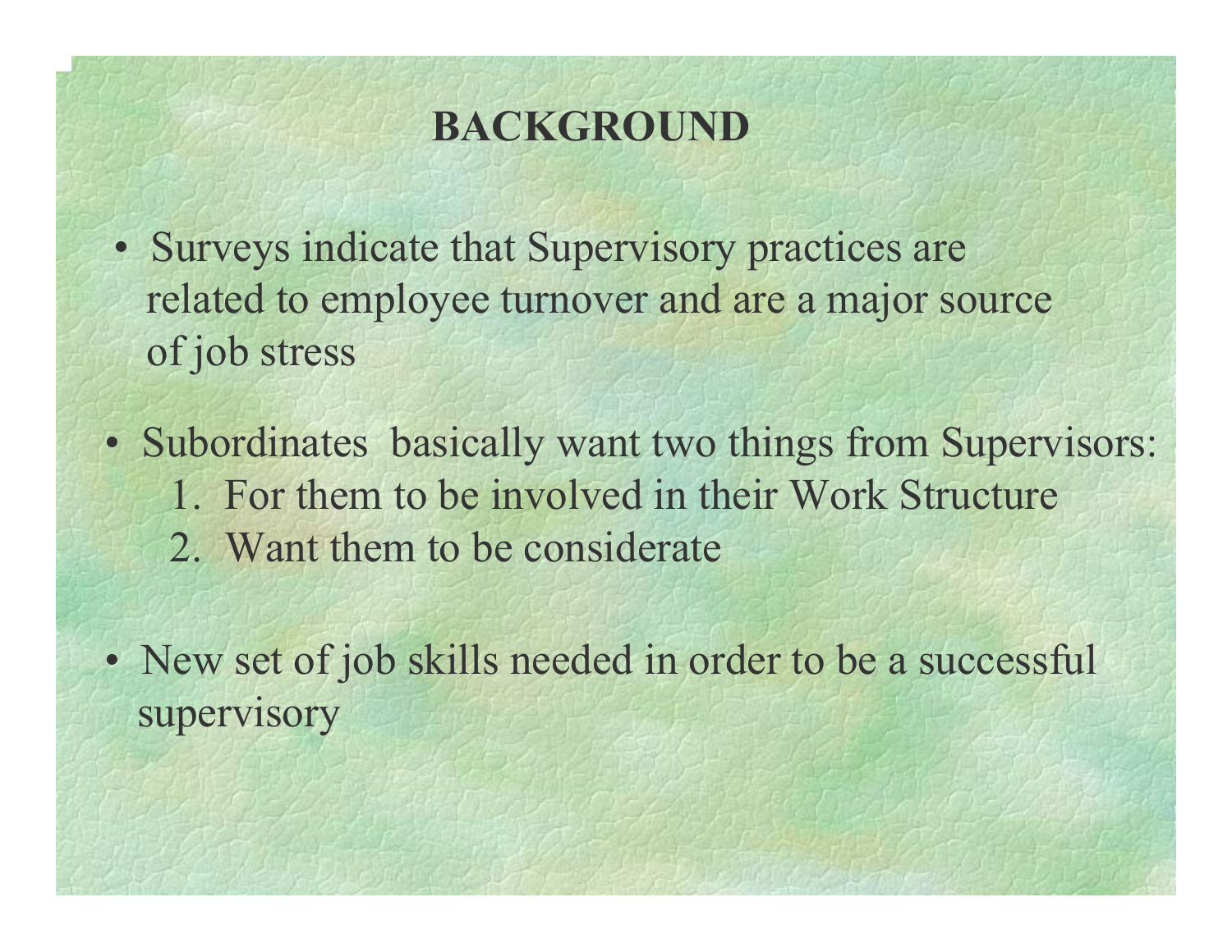# BACKGROUND

- Surveys indicate that Supervisory practices are related to employee turnover and are a major source of job stress

- Subordinates basically want two things from Supervisors:
  1. For them to be involved in their Work Structure
  2. Want them to be considerate

- New set of job skills needed in order to be a successful supervisory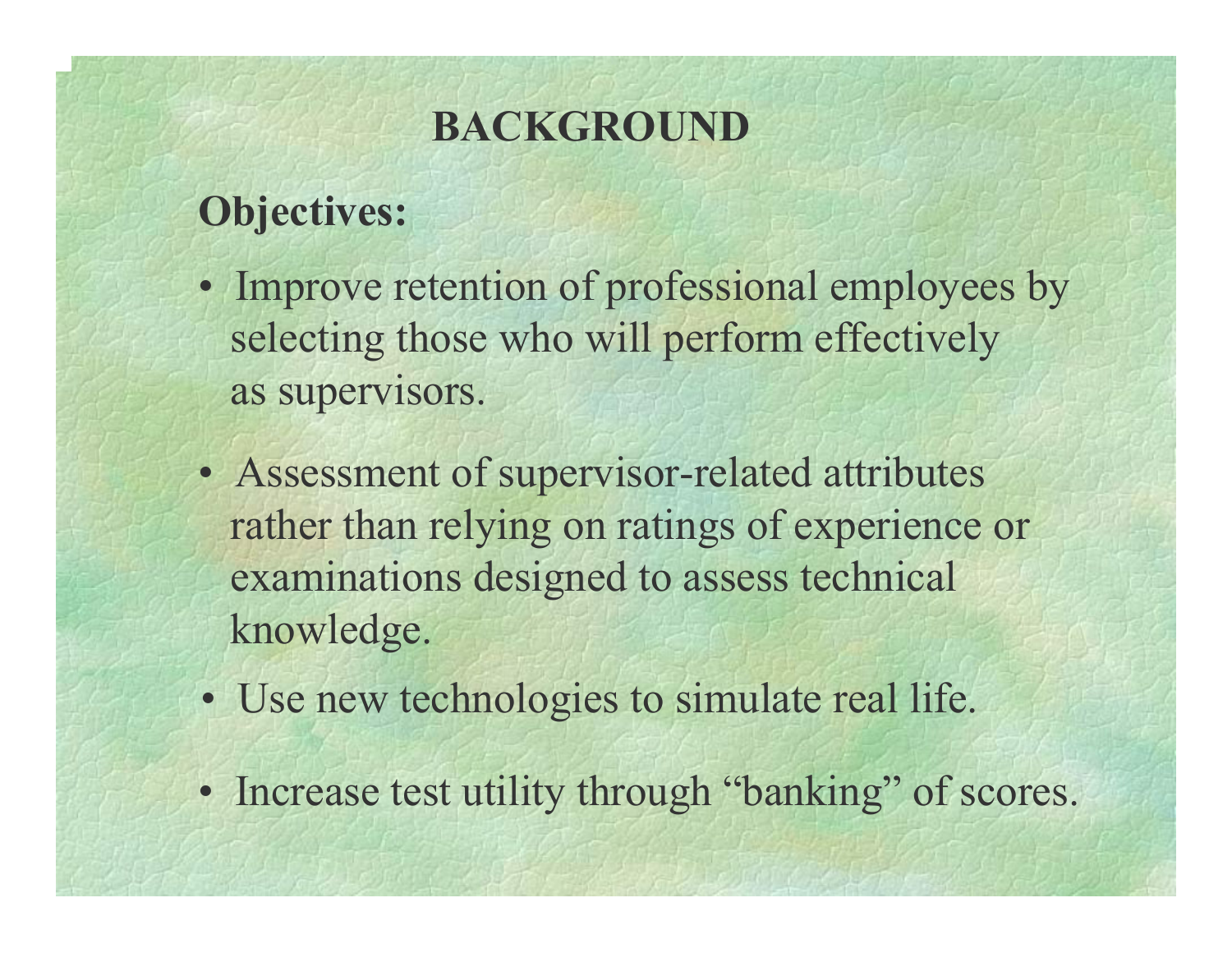# BACKGROUND

**Objectives:**

- Improve retention of professional employees by selecting those who will perform effectively as supervisors.
- Assessment of supervisor-related attributes rather than relying on ratings of experience or examinations designed to assess technical knowledge.
- Use new technologies to simulate real life.
- Increase test utility through "banking" of scores.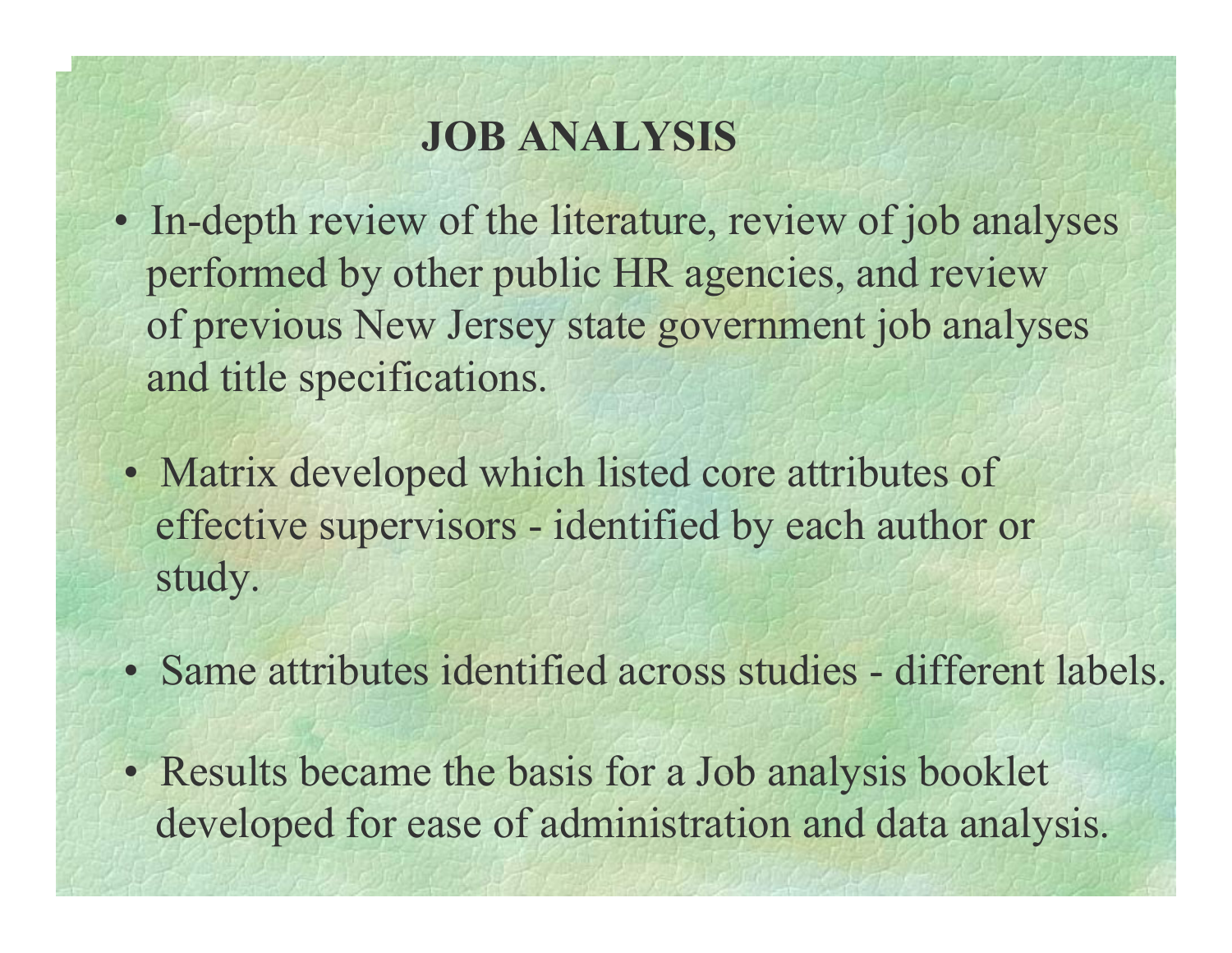# JOB ANALYSIS

- In-depth review of the literature, review of job analyses performed by other public HR agencies, and review of previous New Jersey state government job analyses and title specifications.

- Matrix developed which listed core attributes of effective supervisors - identified by each author or study.

- Same attributes identified across studies - different labels.

- Results became the basis for a Job analysis booklet developed for ease of administration and data analysis.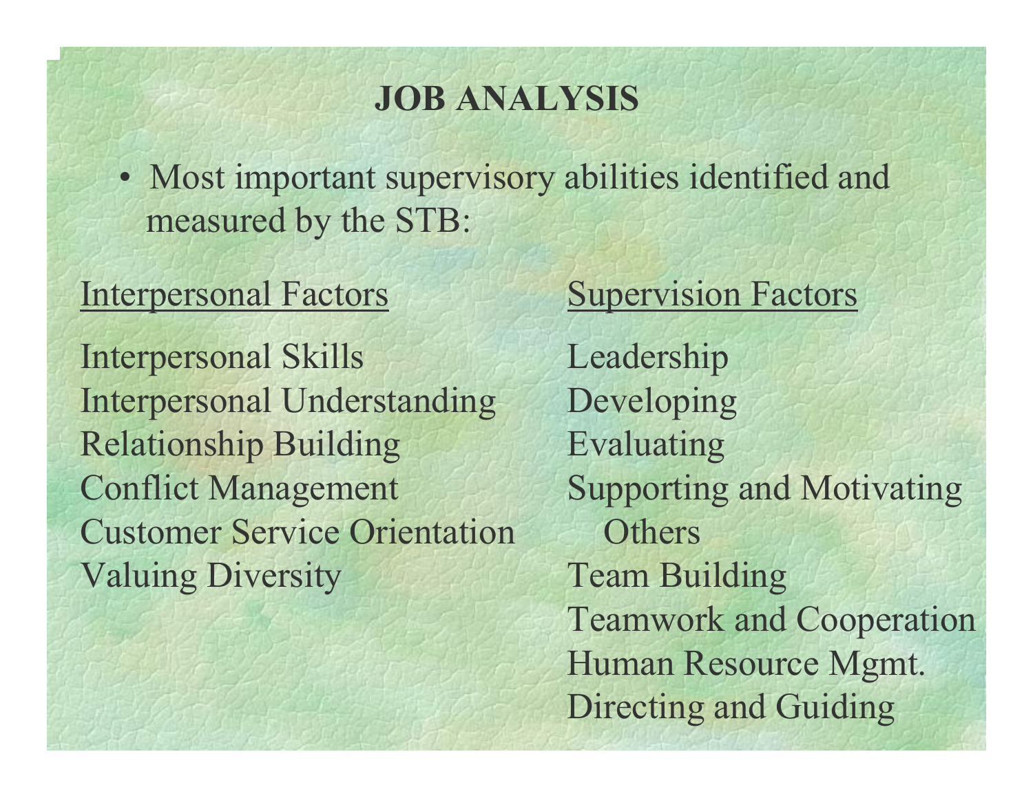# JOB ANALYSIS

- Most important supervisory abilities identified and measured by the STB:

<u>Interpersonal Factors</u>

Interpersonal Skills
Interpersonal Understanding
Relationship Building
Conflict Management
Customer Service Orientation
Valuing Diversity

<u>Supervision Factors</u>

Leadership
Developing
Evaluating
Supporting and Motivating Others
Team Building
Teamwork and Cooperation
Human Resource Mgmt.
Directing and Guiding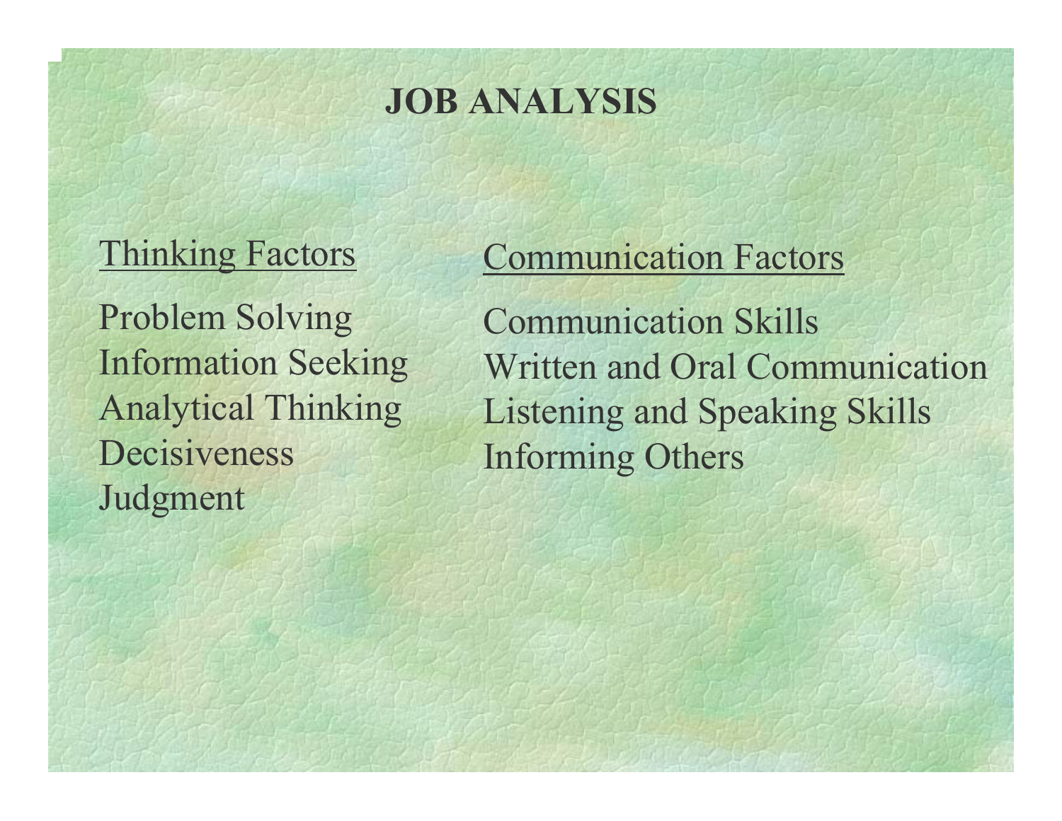# JOB ANALYSIS

<u>Thinking Factors</u>

Problem Solving
Information Seeking
Analytical Thinking
Decisiveness
Judgment

<u>Communication Factors</u>

Communication Skills
Written and Oral Communication
Listening and Speaking Skills
Informing Others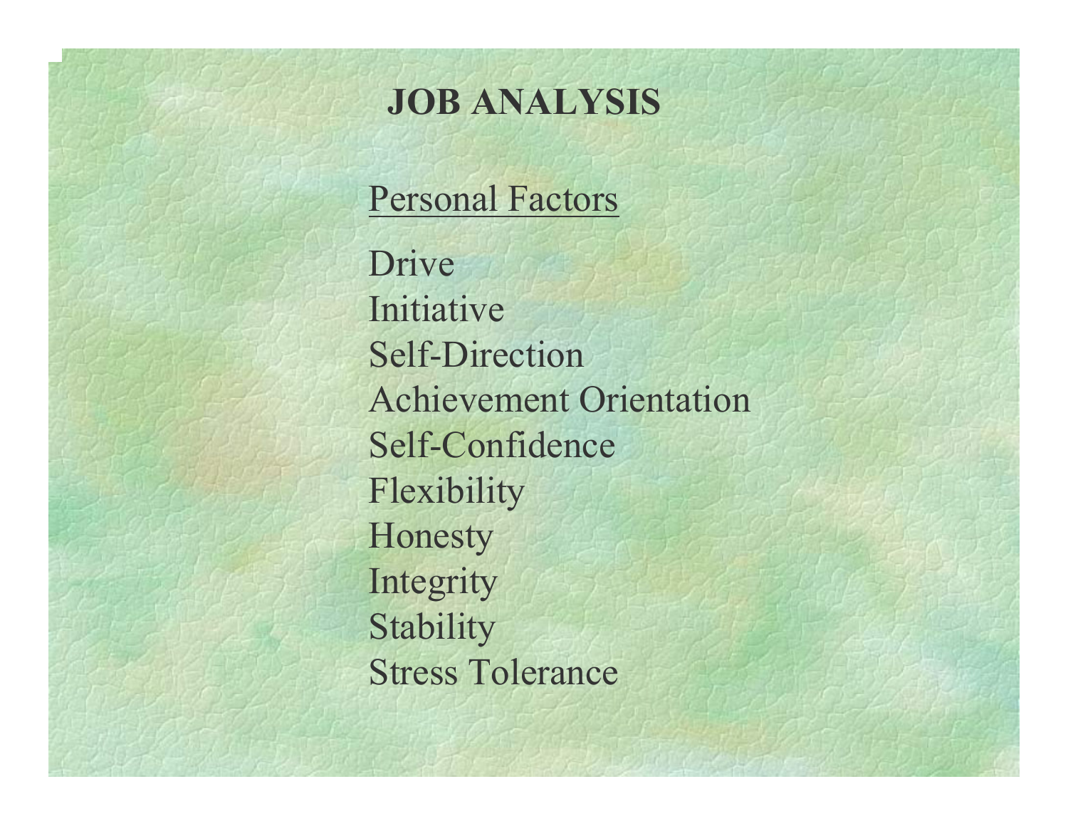# JOB ANALYSIS

## Personal Factors

Drive
Initiative
Self-Direction
Achievement Orientation
Self-Confidence
Flexibility
Honesty
Integrity
Stability
Stress Tolerance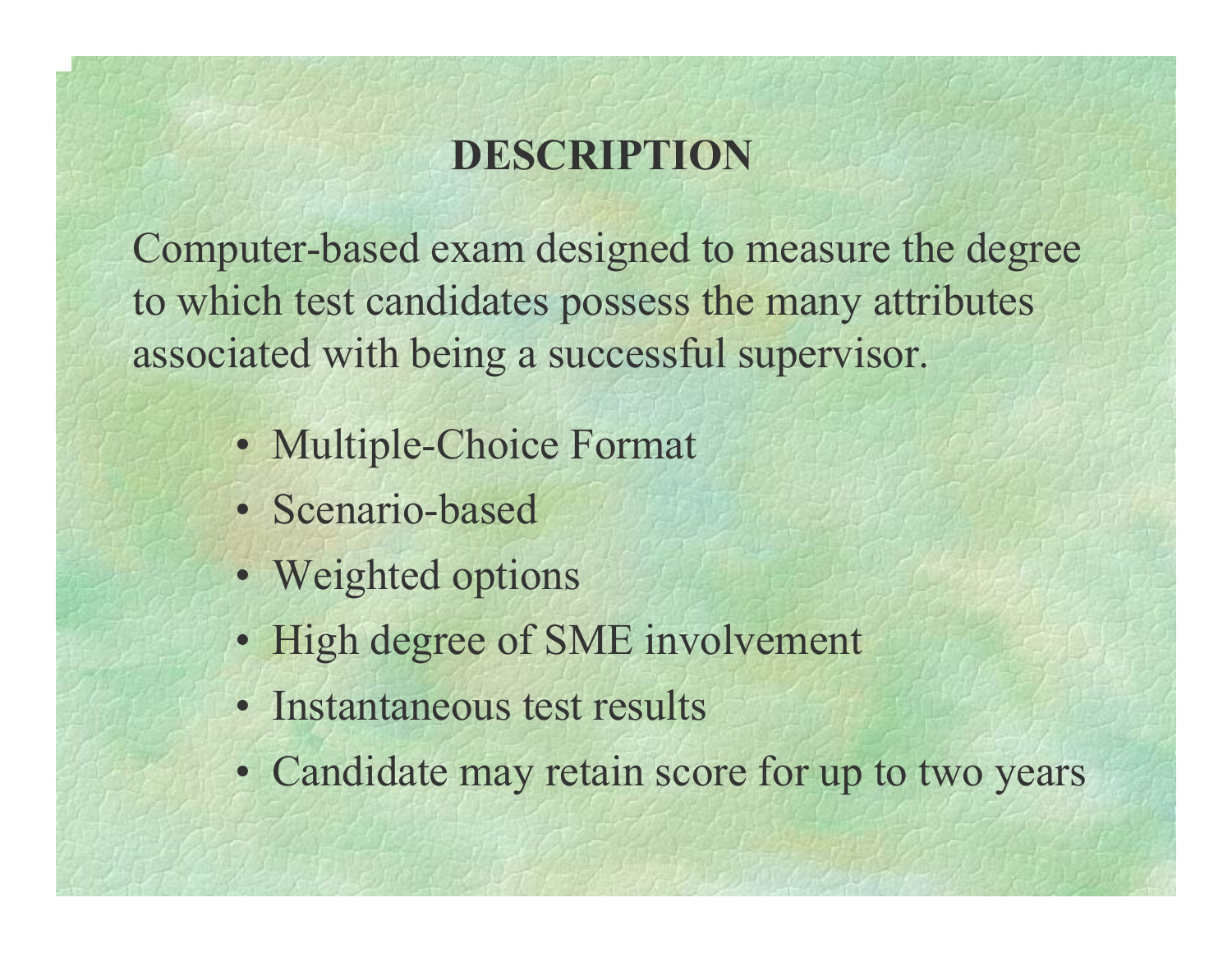# DESCRIPTION

Computer-based exam designed to measure the degree to which test candidates possess the many attributes associated with being a successful supervisor.

- Multiple-Choice Format
- Scenario-based
- Weighted options
- High degree of SME involvement
- Instantaneous test results
- Candidate may retain score for up to two years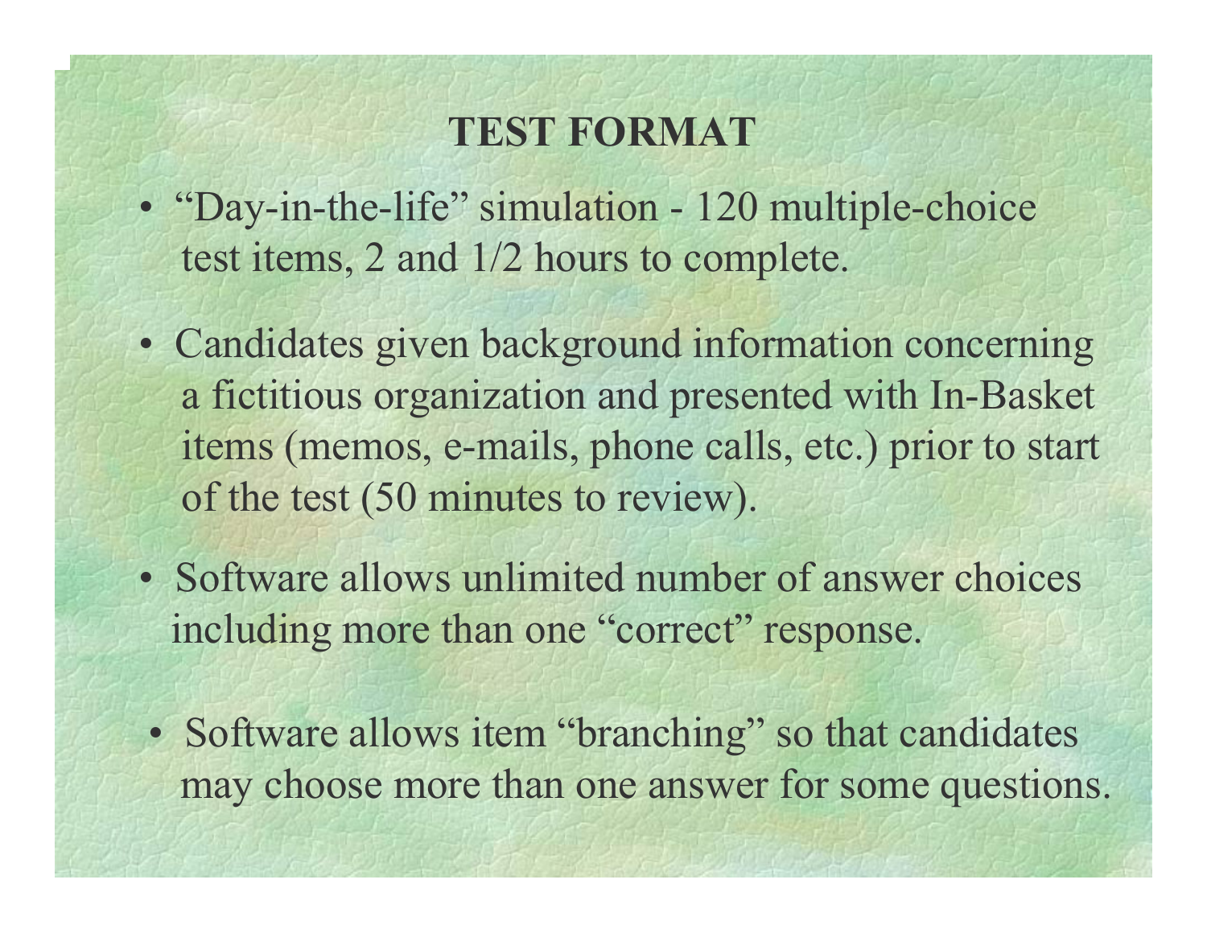# TEST FORMAT

- "Day-in-the-life" simulation - 120 multiple-choice test items, 2 and 1/2 hours to complete.
- Candidates given background information concerning a fictitious organization and presented with In-Basket items (memos, e-mails, phone calls, etc.) prior to start of the test (50 minutes to review).
- Software allows unlimited number of answer choices including more than one "correct" response.
- Software allows item "branching" so that candidates may choose more than one answer for some questions.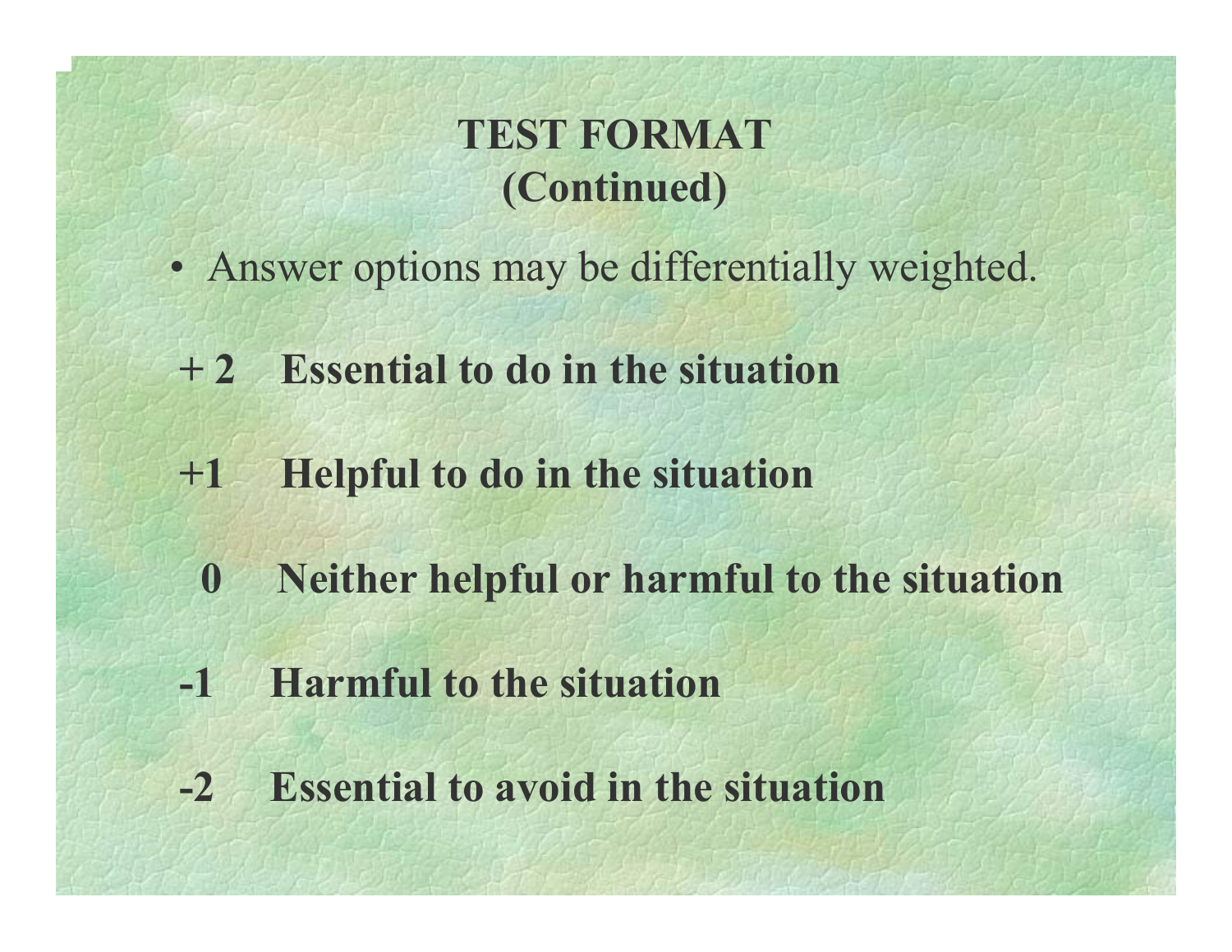# TEST FORMAT
## (Continued)

- Answer options may be differentially weighted.

**+ 2 Essential to do in the situation**

**+1 Helpful to do in the situation**

**0 Neither helpful or harmful to the situation**

**-1 Harmful to the situation**

**-2 Essential to avoid in the situation**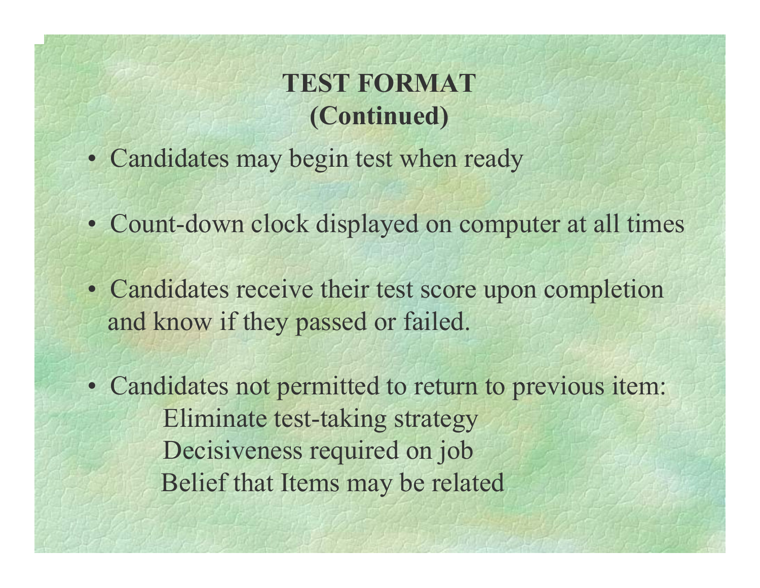# TEST FORMAT
## (Continued)

- Candidates may begin test when ready
- Count-down clock displayed on computer at all times
- Candidates receive their test score upon completion and know if they passed or failed.
- Candidates not permitted to return to previous item:
  - Eliminate test-taking strategy
  - Decisiveness required on job
  - Belief that Items may be related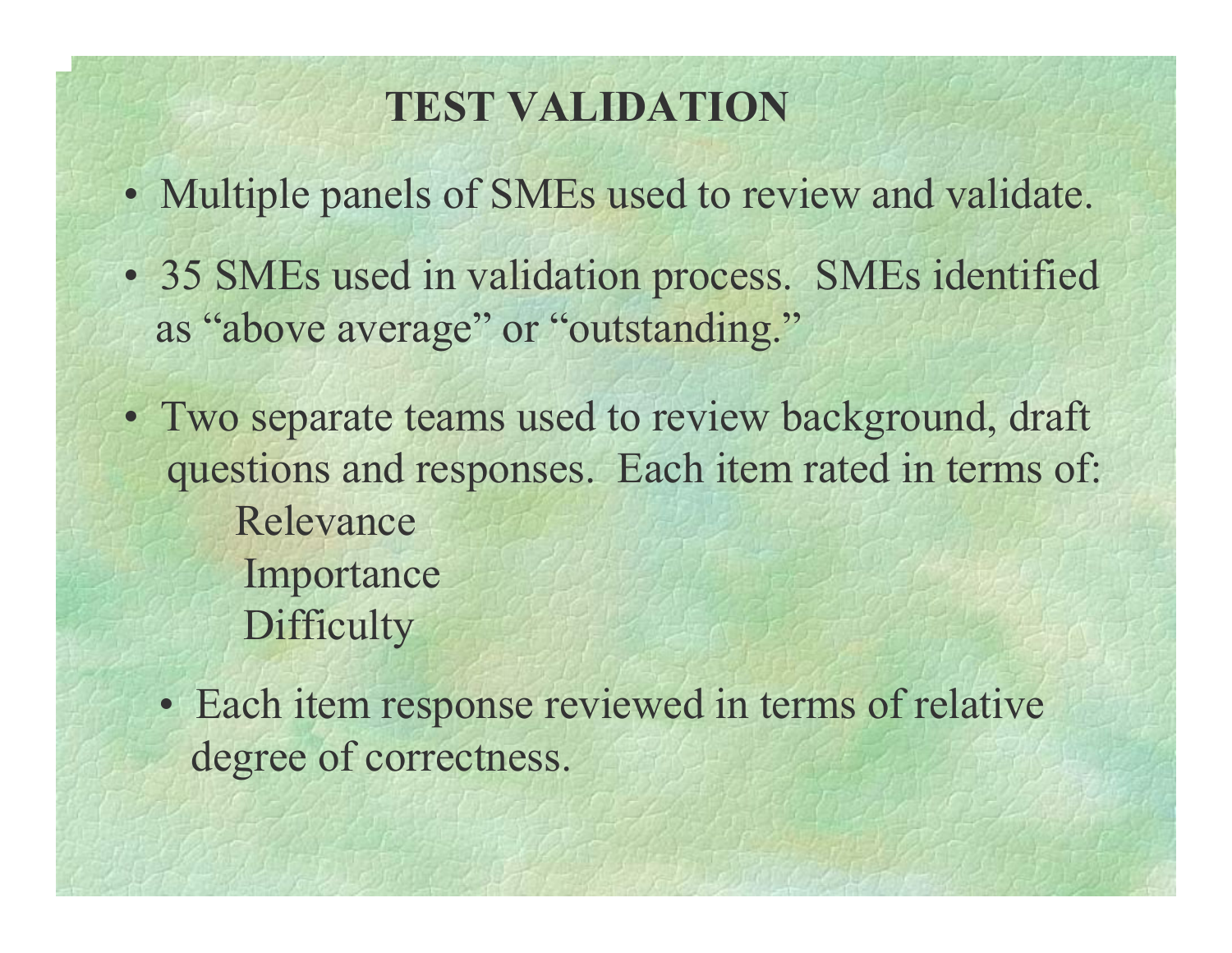# TEST VALIDATION

- Multiple panels of SMEs used to review and validate.
- 35 SMEs used in validation process. SMEs identified as "above average" or "outstanding."
- Two separate teams used to review background, draft questions and responses. Each item rated in terms of:
  - Relevance
  - Importance
  - Difficulty
- Each item response reviewed in terms of relative degree of correctness.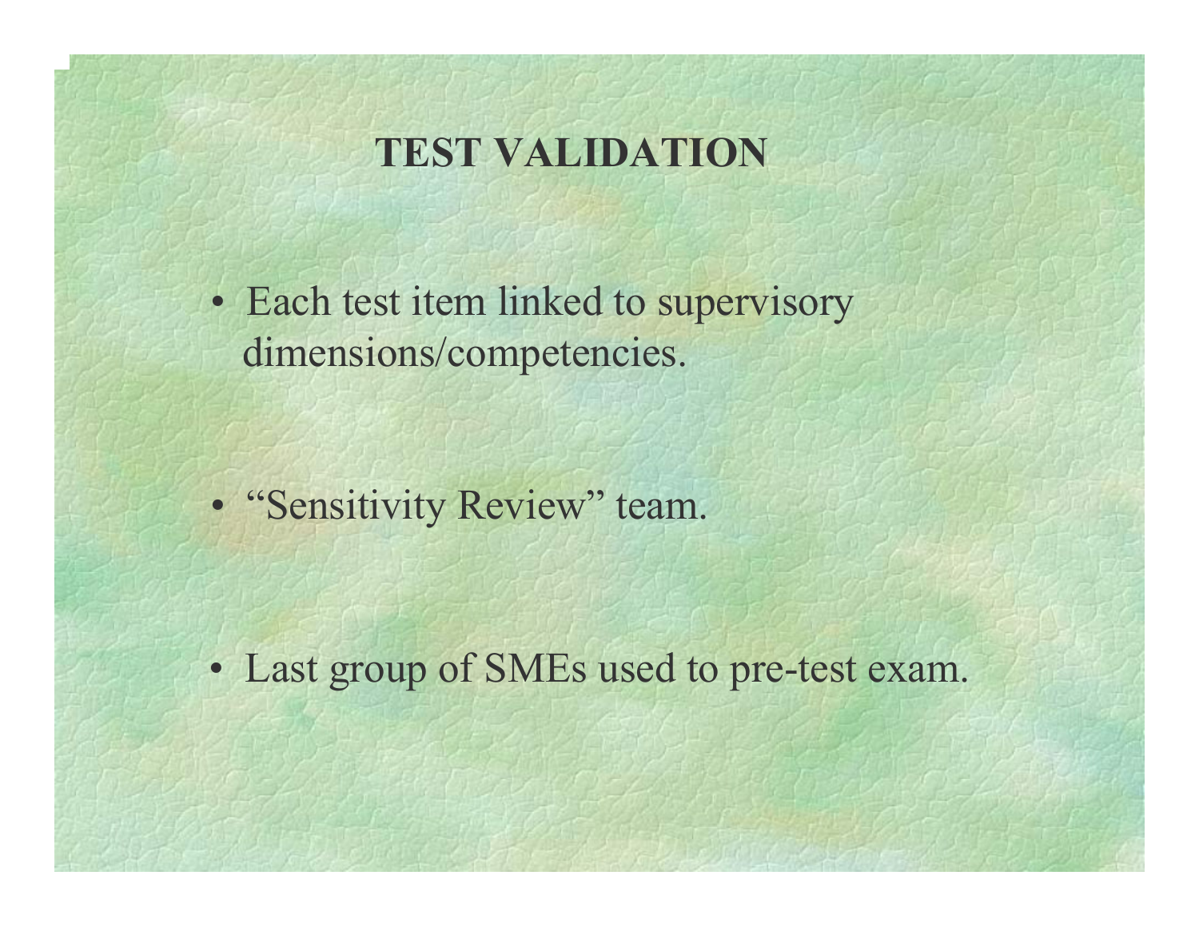# TEST VALIDATION

- Each test item linked to supervisory dimensions/competencies.
- "Sensitivity Review" team.
- Last group of SMEs used to pre-test exam.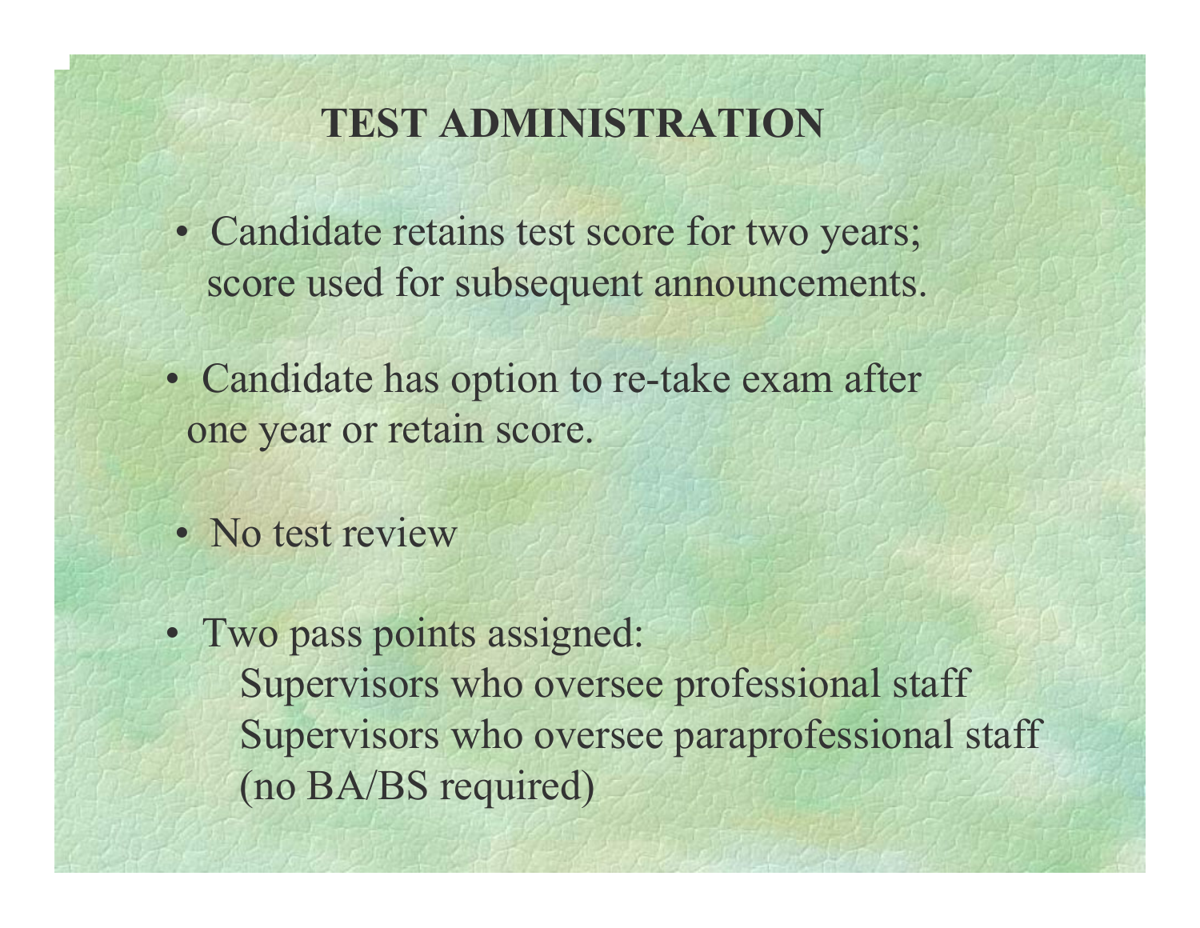# TEST ADMINISTRATION

- Candidate retains test score for two years; score used for subsequent announcements.
- Candidate has option to re-take exam after one year or retain score.
- No test review
- Two pass points assigned:
  - Supervisors who oversee professional staff
  - Supervisors who oversee paraprofessional staff (no BA/BS required)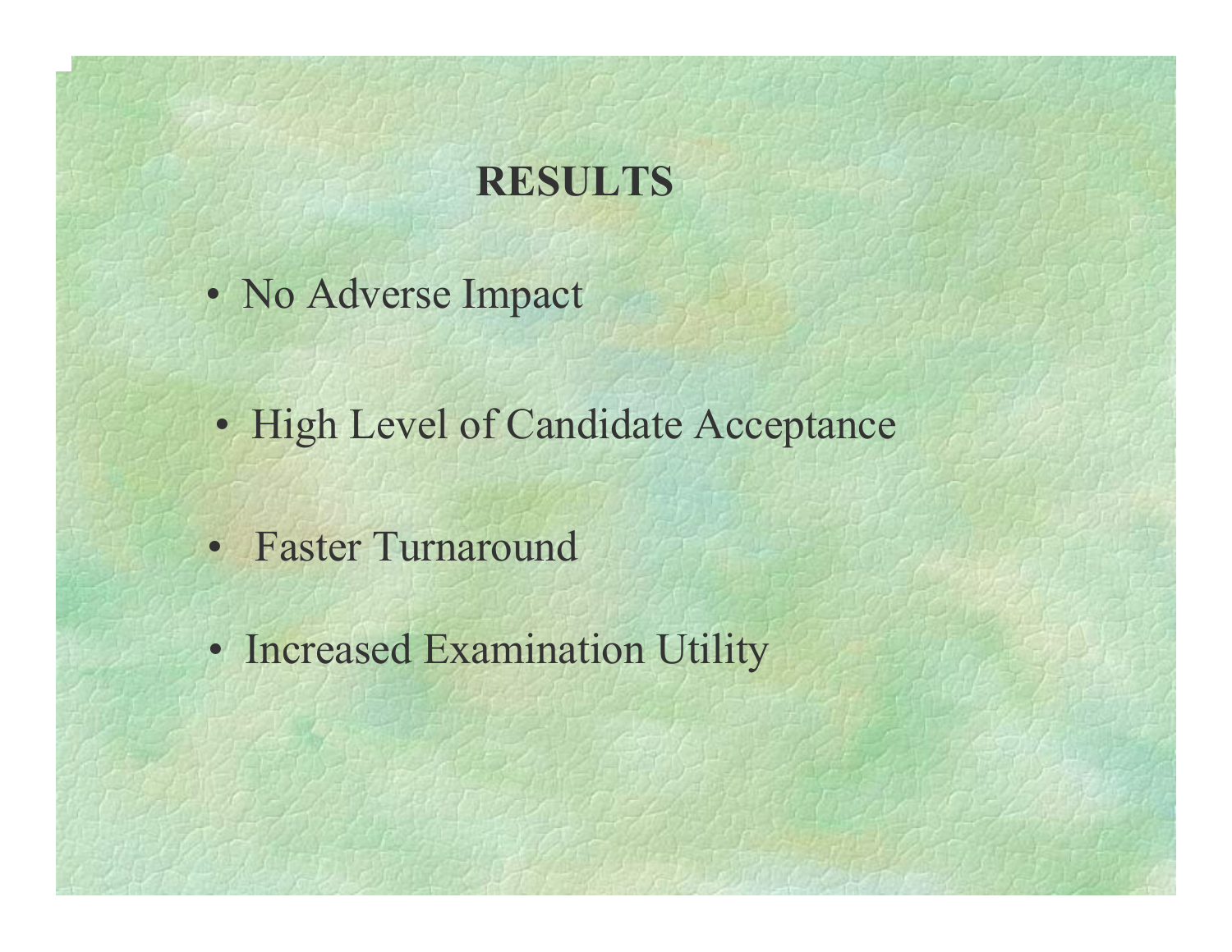# RESULTS

- No Adverse Impact
- High Level of Candidate Acceptance
- Faster Turnaround
- Increased Examination Utility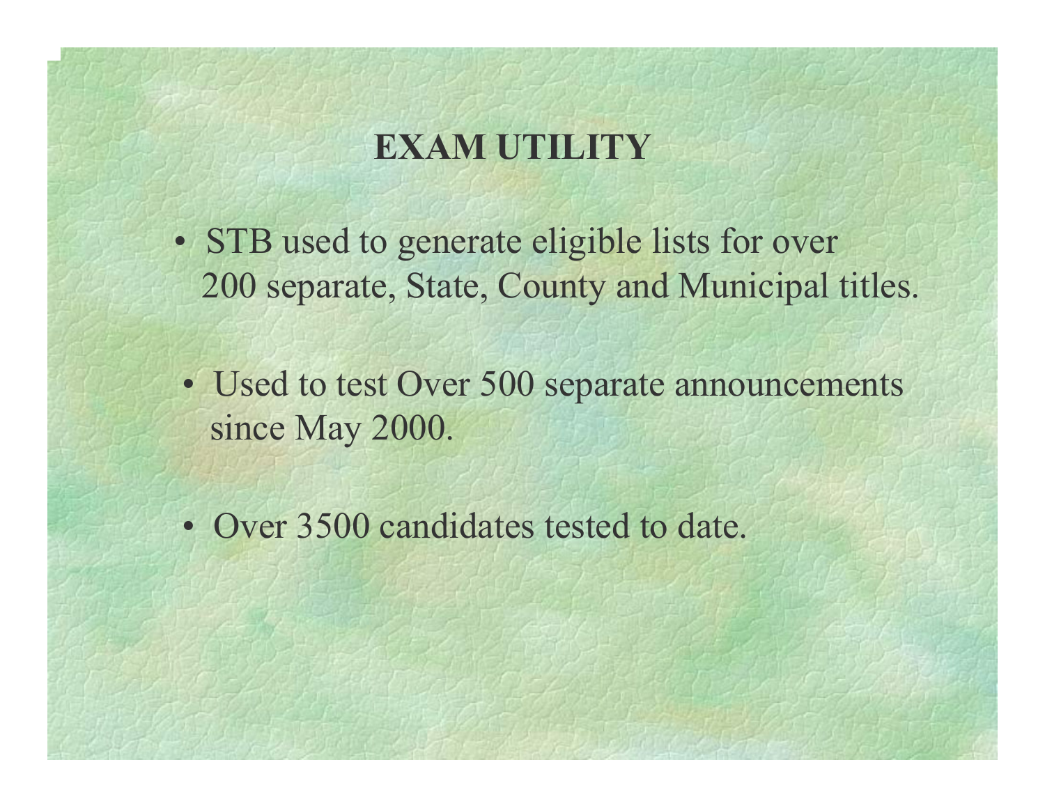# EXAM UTILITY

- STB used to generate eligible lists for over 200 separate, State, County and Municipal titles.
- Used to test Over 500 separate announcements since May 2000.
- Over 3500 candidates tested to date.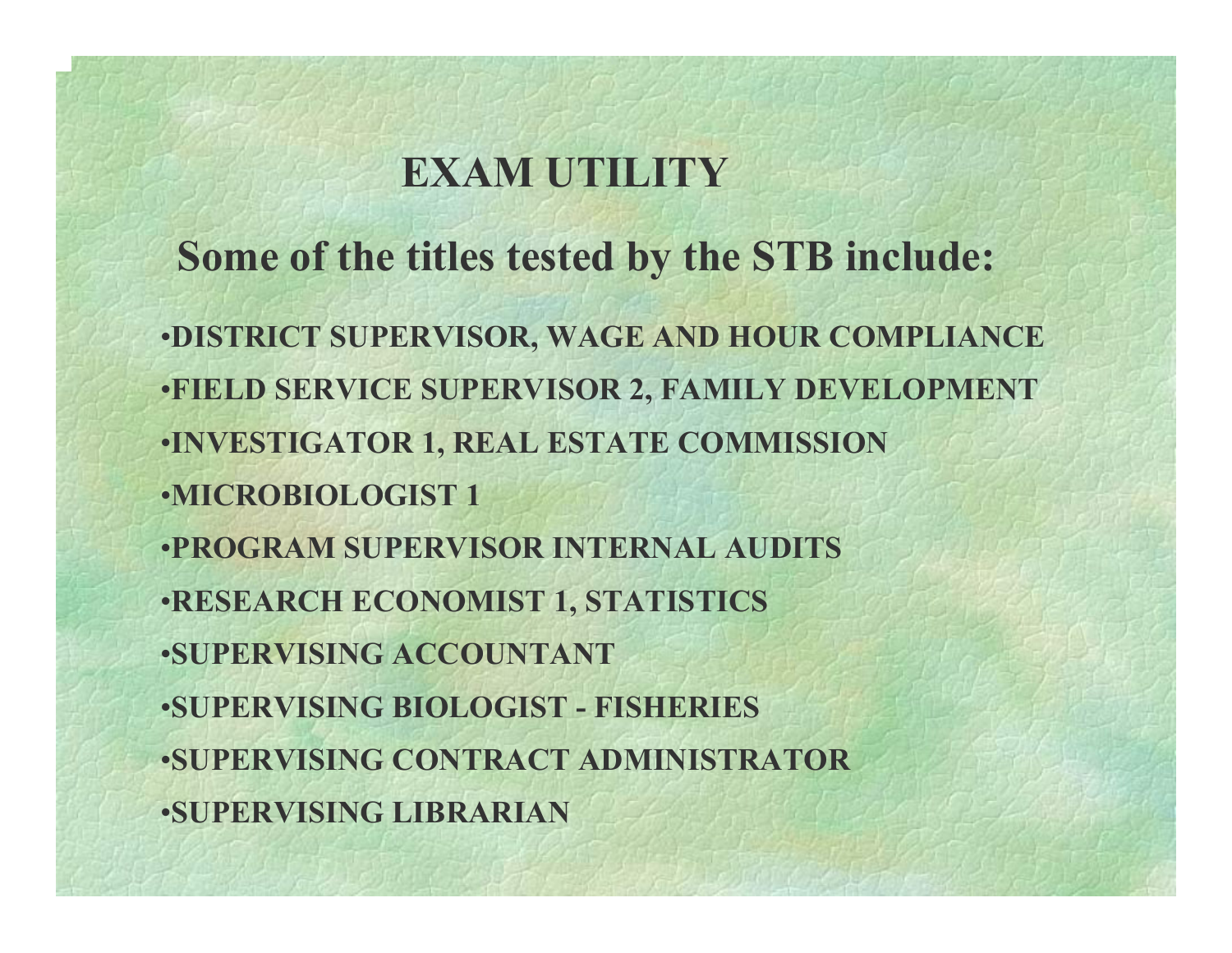# EXAM UTILITY

## Some of the titles tested by the STB include:

- DISTRICT SUPERVISOR, WAGE AND HOUR COMPLIANCE
- FIELD SERVICE SUPERVISOR 2, FAMILY DEVELOPMENT
- INVESTIGATOR 1, REAL ESTATE COMMISSION
- MICROBIOLOGIST 1
- PROGRAM SUPERVISOR INTERNAL AUDITS
- RESEARCH ECONOMIST 1, STATISTICS
- SUPERVISING ACCOUNTANT
- SUPERVISING BIOLOGIST - FISHERIES
- SUPERVISING CONTRACT ADMINISTRATOR
- SUPERVISING LIBRARIAN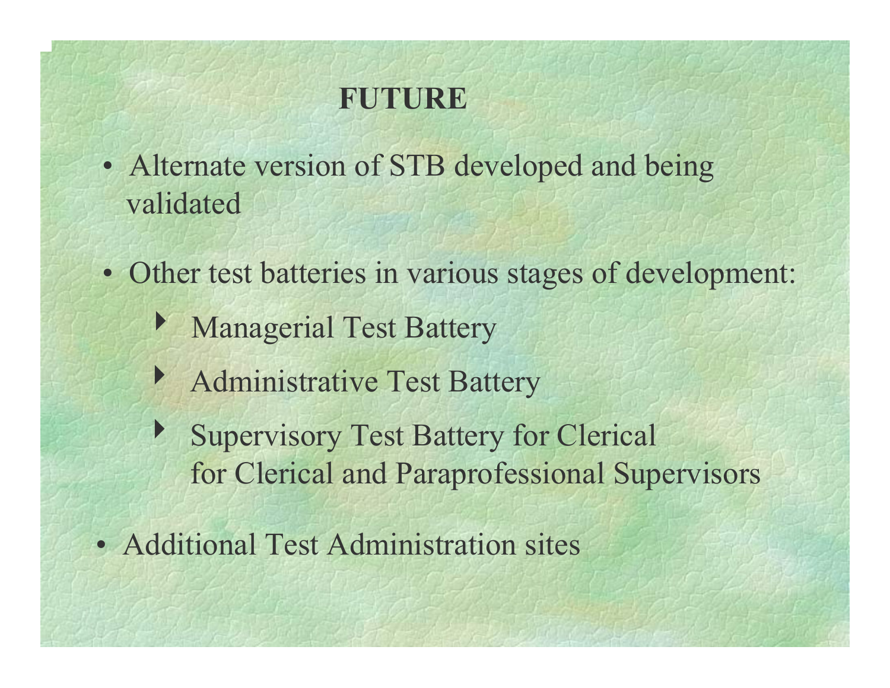# FUTURE

- Alternate version of STB developed and being validated
- Other test batteries in various stages of development:
  - Managerial Test Battery
  - Administrative Test Battery
  - Supervisory Test Battery for Clerical for Clerical and Paraprofessional Supervisors
- Additional Test Administration sites